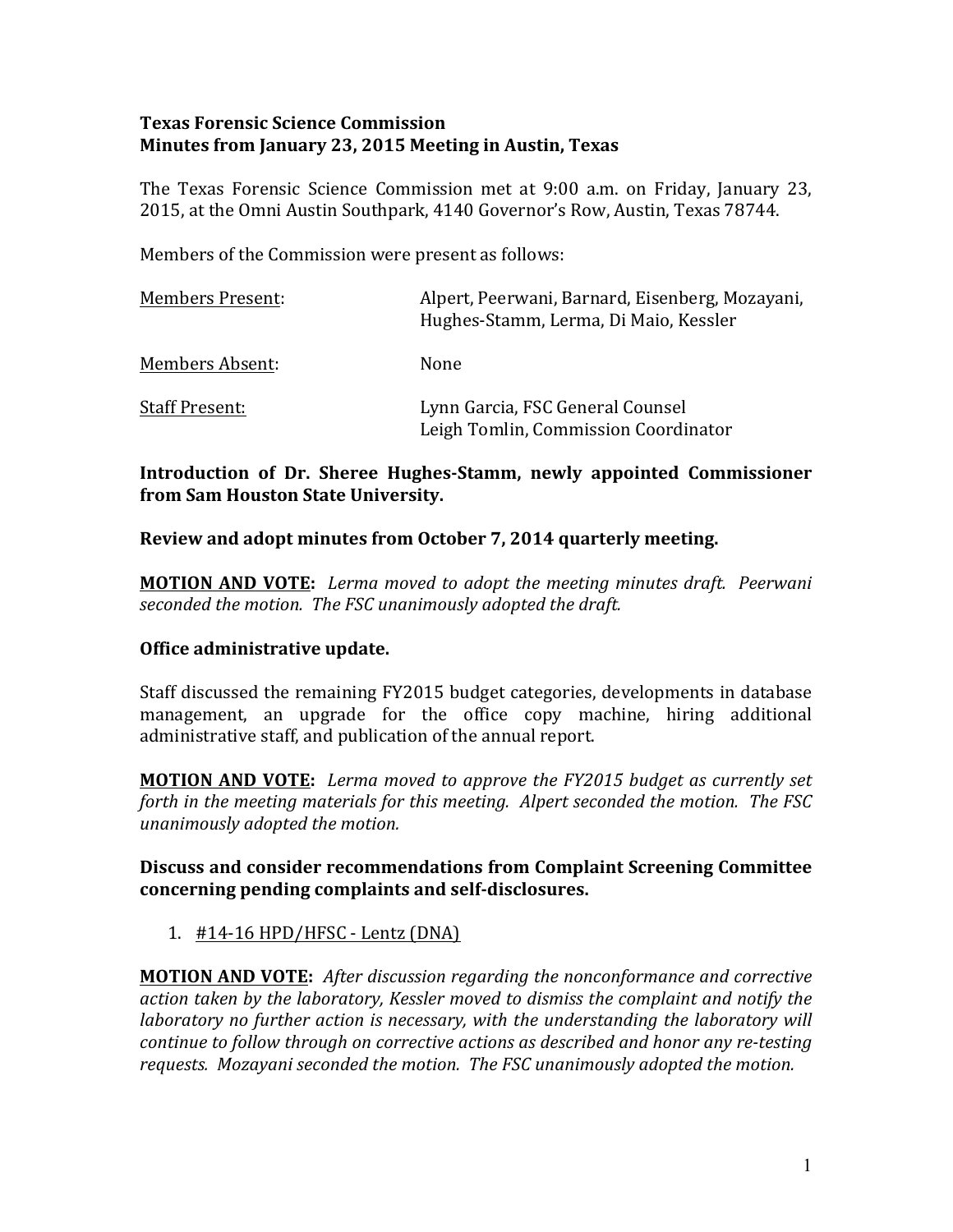**Texas Forensic Science Commission**
**Minutes from January 23, 2015 Meeting in Austin, Texas**

The Texas Forensic Science Commission met at 9:00 a.m. on Friday, January 23, 2015, at the Omni Austin Southpark, 4140 Governor's Row, Austin, Texas 78744.

Members of the Commission were present as follows:

| | |
|---|---|
| Members Present: | Alpert, Peerwani, Barnard, Eisenberg, Mozayani, Hughes-Stamm, Lerma, Di Maio, Kessler |
| Members Absent: | None |
| Staff Present: | Lynn Garcia, FSC General Counsel<br>Leigh Tomlin, Commission Coordinator |

**Introduction of Dr. Sheree Hughes-Stamm, newly appointed Commissioner from Sam Houston State University.**

**Review and adopt minutes from October 7, 2014 quarterly meeting.**

**MOTION AND VOTE:** *Lerma moved to adopt the meeting minutes draft. Peerwani seconded the motion. The FSC unanimously adopted the draft.*

**Office administrative update.**

Staff discussed the remaining FY2015 budget categories, developments in database management, an upgrade for the office copy machine, hiring additional administrative staff, and publication of the annual report.

**MOTION AND VOTE:** *Lerma moved to approve the FY2015 budget as currently set forth in the meeting materials for this meeting. Alpert seconded the motion. The FSC unanimously adopted the motion.*

**Discuss and consider recommendations from Complaint Screening Committee concerning pending complaints and self-disclosures.**

1. #14-16 HPD/HFSC - Lentz (DNA)

**MOTION AND VOTE:** *After discussion regarding the nonconformance and corrective action taken by the laboratory, Kessler moved to dismiss the complaint and notify the laboratory no further action is necessary, with the understanding the laboratory will continue to follow through on corrective actions as described and honor any re-testing requests. Mozayani seconded the motion. The FSC unanimously adopted the motion.*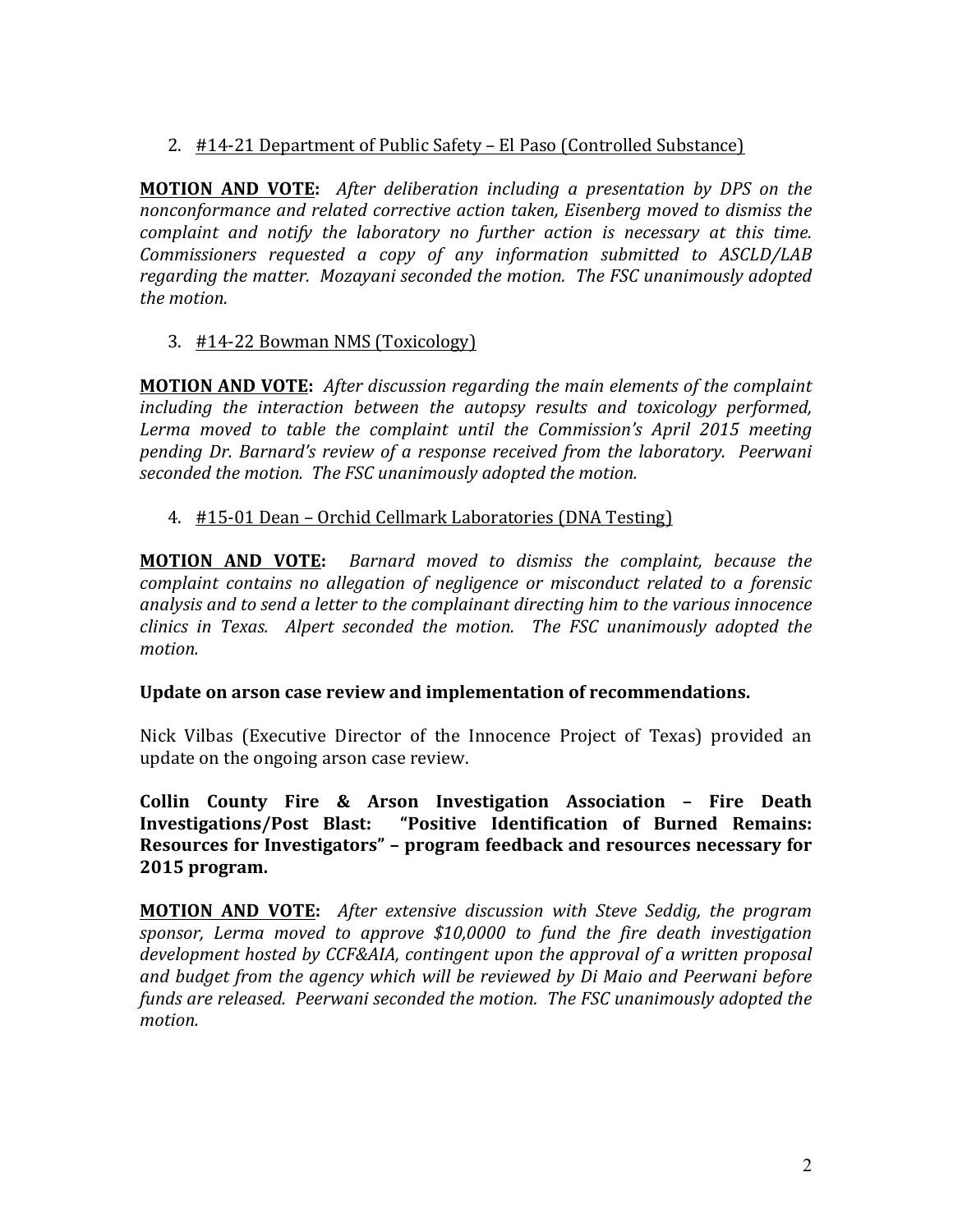2. <u>#14-21 Department of Public Safety – El Paso (Controlled Substance)</u>

**<u>MOTION AND VOTE</u>:** *After deliberation including a presentation by DPS on the nonconformance and related corrective action taken, Eisenberg moved to dismiss the complaint and notify the laboratory no further action is necessary at this time. Commissioners requested a copy of any information submitted to ASCLD/LAB regarding the matter. Mozayani seconded the motion. The FSC unanimously adopted the motion.*

3. <u>#14-22 Bowman NMS (Toxicology)</u>

**<u>MOTION AND VOTE</u>:** *After discussion regarding the main elements of the complaint including the interaction between the autopsy results and toxicology performed, Lerma moved to table the complaint until the Commission's April 2015 meeting pending Dr. Barnard's review of a response received from the laboratory. Peerwani seconded the motion. The FSC unanimously adopted the motion.*

4. <u>#15-01 Dean – Orchid Cellmark Laboratories (DNA Testing)</u>

**<u>MOTION AND VOTE</u>:** *Barnard moved to dismiss the complaint, because the complaint contains no allegation of negligence or misconduct related to a forensic analysis and to send a letter to the complainant directing him to the various innocence clinics in Texas. Alpert seconded the motion. The FSC unanimously adopted the motion.*

**Update on arson case review and implementation of recommendations.**

Nick Vilbas (Executive Director of the Innocence Project of Texas) provided an update on the ongoing arson case review.

**Collin County Fire & Arson Investigation Association – Fire Death Investigations/Post Blast: "Positive Identification of Burned Remains: Resources for Investigators" – program feedback and resources necessary for 2015 program.**

**<u>MOTION AND VOTE</u>:** *After extensive discussion with Steve Seddig, the program sponsor, Lerma moved to approve $10,0000 to fund the fire death investigation development hosted by CCF&AIA, contingent upon the approval of a written proposal and budget from the agency which will be reviewed by Di Maio and Peerwani before funds are released. Peerwani seconded the motion. The FSC unanimously adopted the motion.*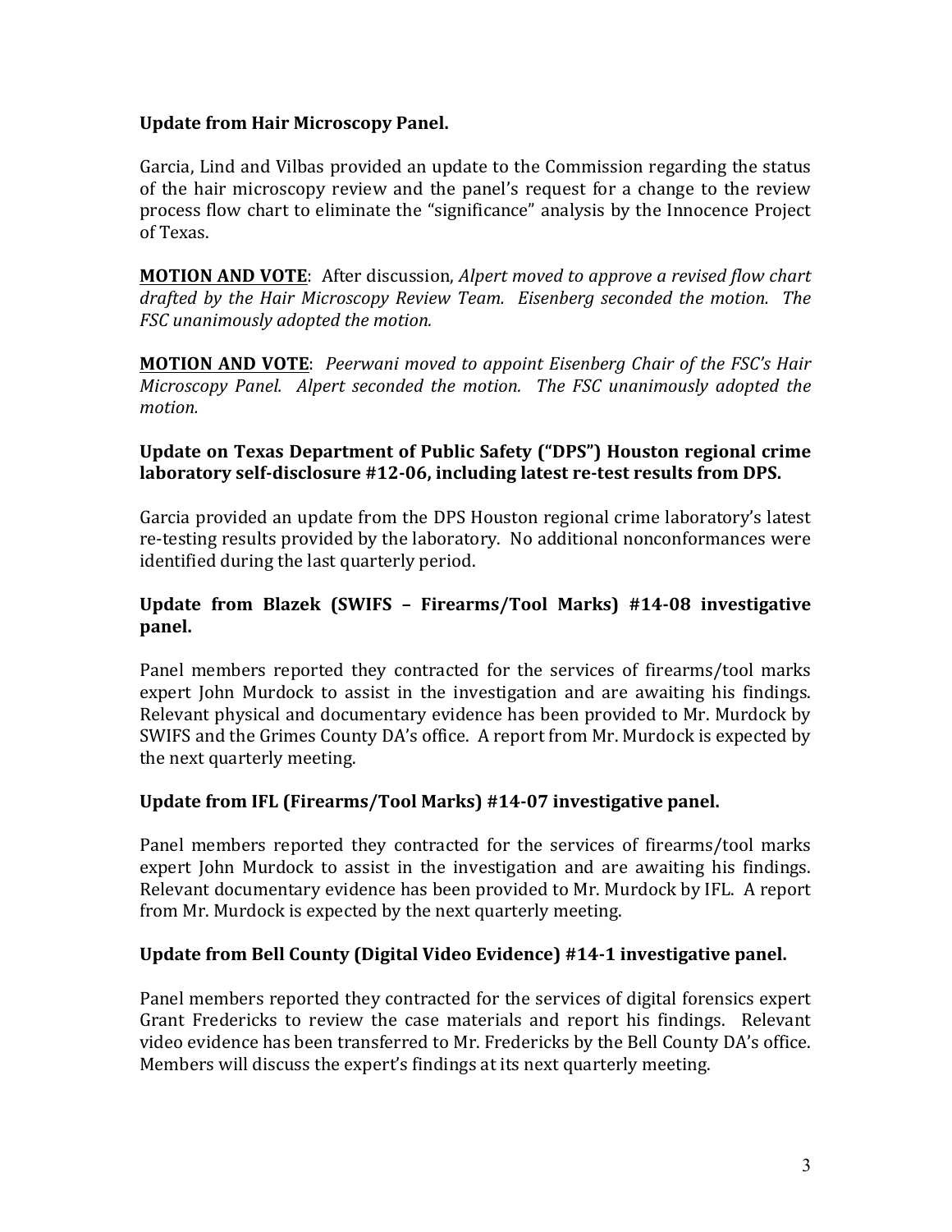**Update from Hair Microscopy Panel.**

Garcia, Lind and Vilbas provided an update to the Commission regarding the status of the hair microscopy review and the panel's request for a change to the review process flow chart to eliminate the "significance" analysis by the Innocence Project of Texas.

**MOTION AND VOTE**: After discussion, *Alpert moved to approve a revised flow chart drafted by the Hair Microscopy Review Team. Eisenberg seconded the motion. The FSC unanimously adopted the motion.*

**MOTION AND VOTE**: *Peerwani moved to appoint Eisenberg Chair of the FSC's Hair Microscopy Panel. Alpert seconded the motion. The FSC unanimously adopted the motion.*

**Update on Texas Department of Public Safety ("DPS") Houston regional crime laboratory self-disclosure #12-06, including latest re-test results from DPS.**

Garcia provided an update from the DPS Houston regional crime laboratory's latest re-testing results provided by the laboratory. No additional nonconformances were identified during the last quarterly period.

**Update from Blazek (SWIFS – Firearms/Tool Marks) #14-08 investigative panel.**

Panel members reported they contracted for the services of firearms/tool marks expert John Murdock to assist in the investigation and are awaiting his findings. Relevant physical and documentary evidence has been provided to Mr. Murdock by SWIFS and the Grimes County DA's office. A report from Mr. Murdock is expected by the next quarterly meeting.

**Update from IFL (Firearms/Tool Marks) #14-07 investigative panel.**

Panel members reported they contracted for the services of firearms/tool marks expert John Murdock to assist in the investigation and are awaiting his findings. Relevant documentary evidence has been provided to Mr. Murdock by IFL. A report from Mr. Murdock is expected by the next quarterly meeting.

**Update from Bell County (Digital Video Evidence) #14-1 investigative panel.**

Panel members reported they contracted for the services of digital forensics expert Grant Fredericks to review the case materials and report his findings. Relevant video evidence has been transferred to Mr. Fredericks by the Bell County DA's office. Members will discuss the expert's findings at its next quarterly meeting.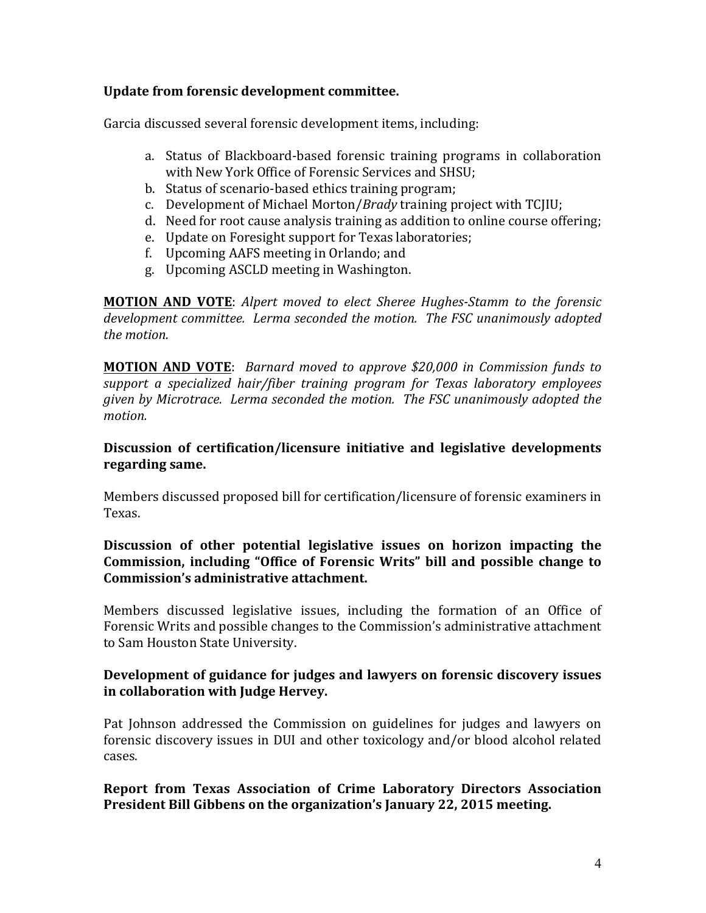**Update from forensic development committee.**

Garcia discussed several forensic development items, including:

a. Status of Blackboard-based forensic training programs in collaboration with New York Office of Forensic Services and SHSU;
b. Status of scenario-based ethics training program;
c. Development of Michael Morton/*Brady* training project with TCJIU;
d. Need for root cause analysis training as addition to online course offering;
e. Update on Foresight support for Texas laboratories;
f. Upcoming AAFS meeting in Orlando; and
g. Upcoming ASCLD meeting in Washington.

**MOTION AND VOTE**: *Alpert moved to elect Sheree Hughes-Stamm to the forensic development committee. Lerma seconded the motion. The FSC unanimously adopted the motion.*

**MOTION AND VOTE**: *Barnard moved to approve $20,000 in Commission funds to support a specialized hair/fiber training program for Texas laboratory employees given by Microtrace. Lerma seconded the motion. The FSC unanimously adopted the motion.*

**Discussion of certification/licensure initiative and legislative developments regarding same.**

Members discussed proposed bill for certification/licensure of forensic examiners in Texas.

**Discussion of other potential legislative issues on horizon impacting the Commission, including "Office of Forensic Writs" bill and possible change to Commission's administrative attachment.**

Members discussed legislative issues, including the formation of an Office of Forensic Writs and possible changes to the Commission's administrative attachment to Sam Houston State University.

**Development of guidance for judges and lawyers on forensic discovery issues in collaboration with Judge Hervey.**

Pat Johnson addressed the Commission on guidelines for judges and lawyers on forensic discovery issues in DUI and other toxicology and/or blood alcohol related cases.

**Report from Texas Association of Crime Laboratory Directors Association President Bill Gibbens on the organization's January 22, 2015 meeting.**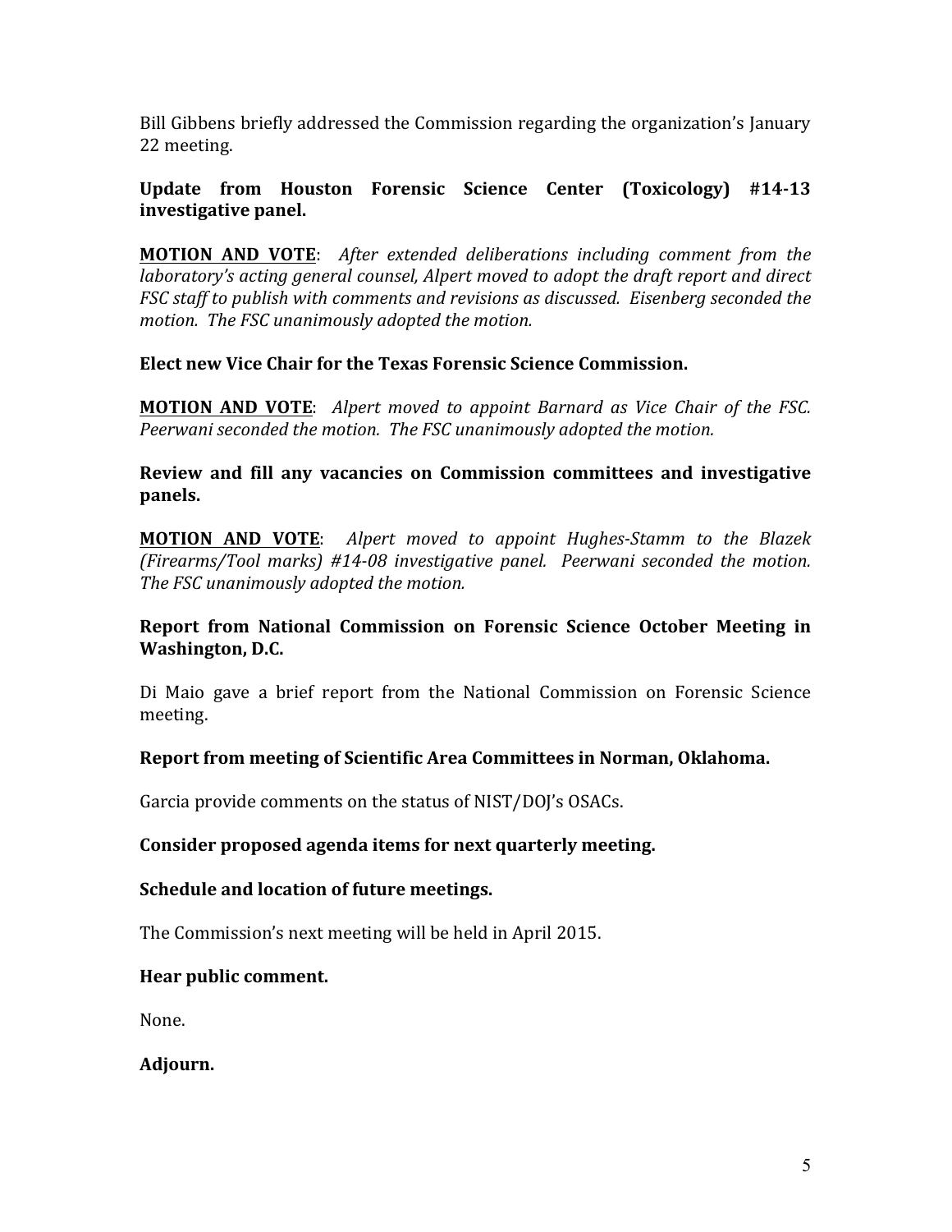Bill Gibbens briefly addressed the Commission regarding the organization's January 22 meeting.

**Update from Houston Forensic Science Center (Toxicology) #14-13 investigative panel.**

**<u>MOTION AND VOTE</u>**: *After extended deliberations including comment from the laboratory's acting general counsel, Alpert moved to adopt the draft report and direct FSC staff to publish with comments and revisions as discussed. Eisenberg seconded the motion. The FSC unanimously adopted the motion.*

**Elect new Vice Chair for the Texas Forensic Science Commission.**

**<u>MOTION AND VOTE</u>**: *Alpert moved to appoint Barnard as Vice Chair of the FSC. Peerwani seconded the motion. The FSC unanimously adopted the motion.*

**Review and fill any vacancies on Commission committees and investigative panels.**

**<u>MOTION AND VOTE</u>**: *Alpert moved to appoint Hughes-Stamm to the Blazek (Firearms/Tool marks) #14-08 investigative panel. Peerwani seconded the motion. The FSC unanimously adopted the motion.*

**Report from National Commission on Forensic Science October Meeting in Washington, D.C.**

Di Maio gave a brief report from the National Commission on Forensic Science meeting.

**Report from meeting of Scientific Area Committees in Norman, Oklahoma.**

Garcia provide comments on the status of NIST/DOJ's OSACs.

**Consider proposed agenda items for next quarterly meeting.**

**Schedule and location of future meetings.**

The Commission's next meeting will be held in April 2015.

**Hear public comment.**

None.

**Adjourn.**